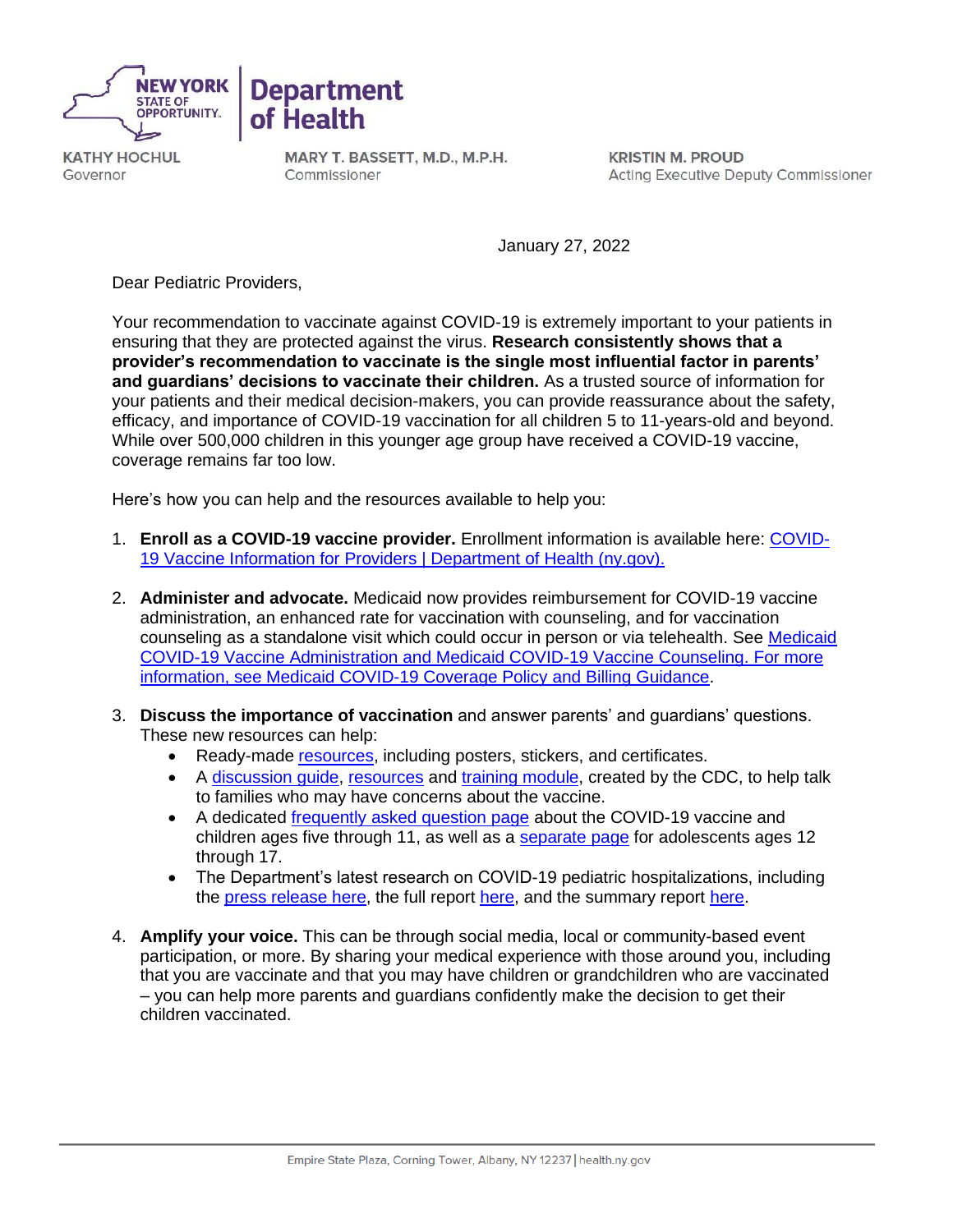NEW YORK STATE OF OPPORTUNITY. | Department of Health

KATHY HOCHUL
Governor

MARY T. BASSETT, M.D., M.P.H.
Commissioner

KRISTIN M. PROUD
Acting Executive Deputy Commissioner

January 27, 2022

Dear Pediatric Providers,

Your recommendation to vaccinate against COVID-19 is extremely important to your patients in ensuring that they are protected against the virus. **Research consistently shows that a provider's recommendation to vaccinate is the single most influential factor in parents' and guardians' decisions to vaccinate their children.** As a trusted source of information for your patients and their medical decision-makers, you can provide reassurance about the safety, efficacy, and importance of COVID-19 vaccination for all children 5 to 11-years-old and beyond. While over 500,000 children in this younger age group have received a COVID-19 vaccine, coverage remains far too low.

Here's how you can help and the resources available to help you:

1. **Enroll as a COVID-19 vaccine provider.** Enrollment information is available here: COVID-19 Vaccine Information for Providers | Department of Health (ny.gov).

2. **Administer and advocate.** Medicaid now provides reimbursement for COVID-19 vaccine administration, an enhanced rate for vaccination with counseling, and for vaccination counseling as a standalone visit which could occur in person or via telehealth. See Medicaid COVID-19 Vaccine Administration and Medicaid COVID-19 Vaccine Counseling. For more information, see Medicaid COVID-19 Coverage Policy and Billing Guidance.

3. **Discuss the importance of vaccination** and answer parents' and guardians' questions. These new resources can help:
   - Ready-made resources, including posters, stickers, and certificates.
   - A discussion guide, resources and training module, created by the CDC, to help talk to families who may have concerns about the vaccine.
   - A dedicated frequently asked question page about the COVID-19 vaccine and children ages five through 11, as well as a separate page for adolescents ages 12 through 17.
   - The Department's latest research on COVID-19 pediatric hospitalizations, including the press release here, the full report here, and the summary report here.

4. **Amplify your voice.** This can be through social media, local or community-based event participation, or more. By sharing your medical experience with those around you, including that you are vaccinate and that you may have children or grandchildren who are vaccinated – you can help more parents and guardians confidently make the decision to get their children vaccinated.

Empire State Plaza, Corning Tower, Albany, NY 12237 | health.ny.gov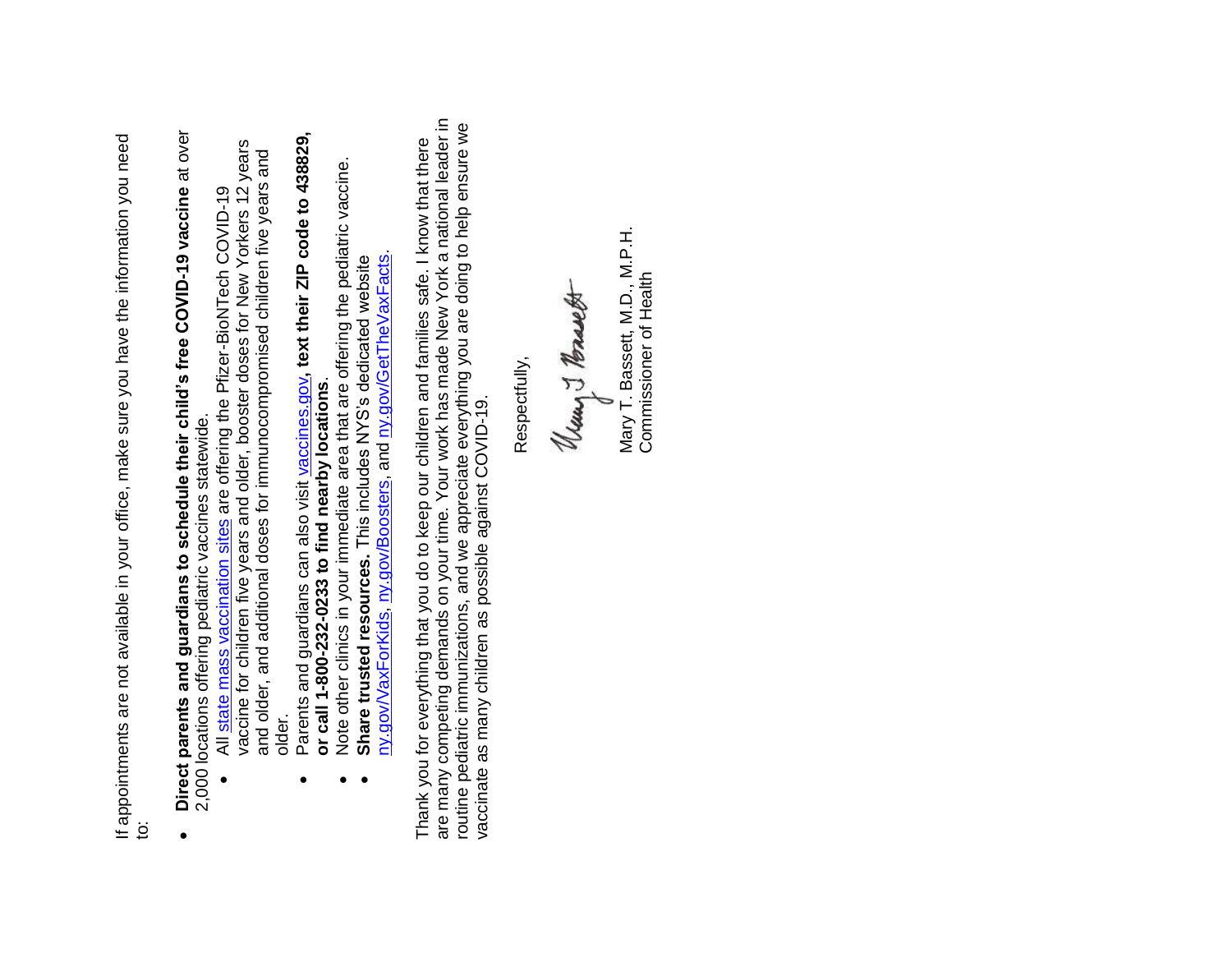If appointments are not available in your office, make sure you have the information you need to:

- **Direct parents and guardians to schedule their child's free COVID-19 vaccine** at over 2,000 locations offering pediatric vaccines statewide.
  - All state mass vaccination sites are offering the Pfizer-BioNTech COVID-19 vaccine for children five years and older, booster doses for New Yorkers 12 years and older, and additional doses for immunocompromised children five years and older.
  - Parents and guardians can also visit vaccines.gov, **text their ZIP code to 438829, or call 1-800-232-0233 to find nearby locations**.
  - Note other clinics in your immediate area that are offering the pediatric vaccine.
  - **Share trusted resources.** This includes NYS's dedicated website ny.gov/VaxForKids, ny.gov/Boosters, and ny.gov/GetTheVaxFacts.

Thank you for everything that you do to keep our children and families safe. I know that there are many competing demands on your time. Your work has made New York a national leader in routine pediatric immunizations, and we appreciate everything you are doing to help ensure we vaccinate as many children as possible against COVID-19.

Respectfully,

Mary T. Bassett, M.D., M.P.H.
Commissioner of Health